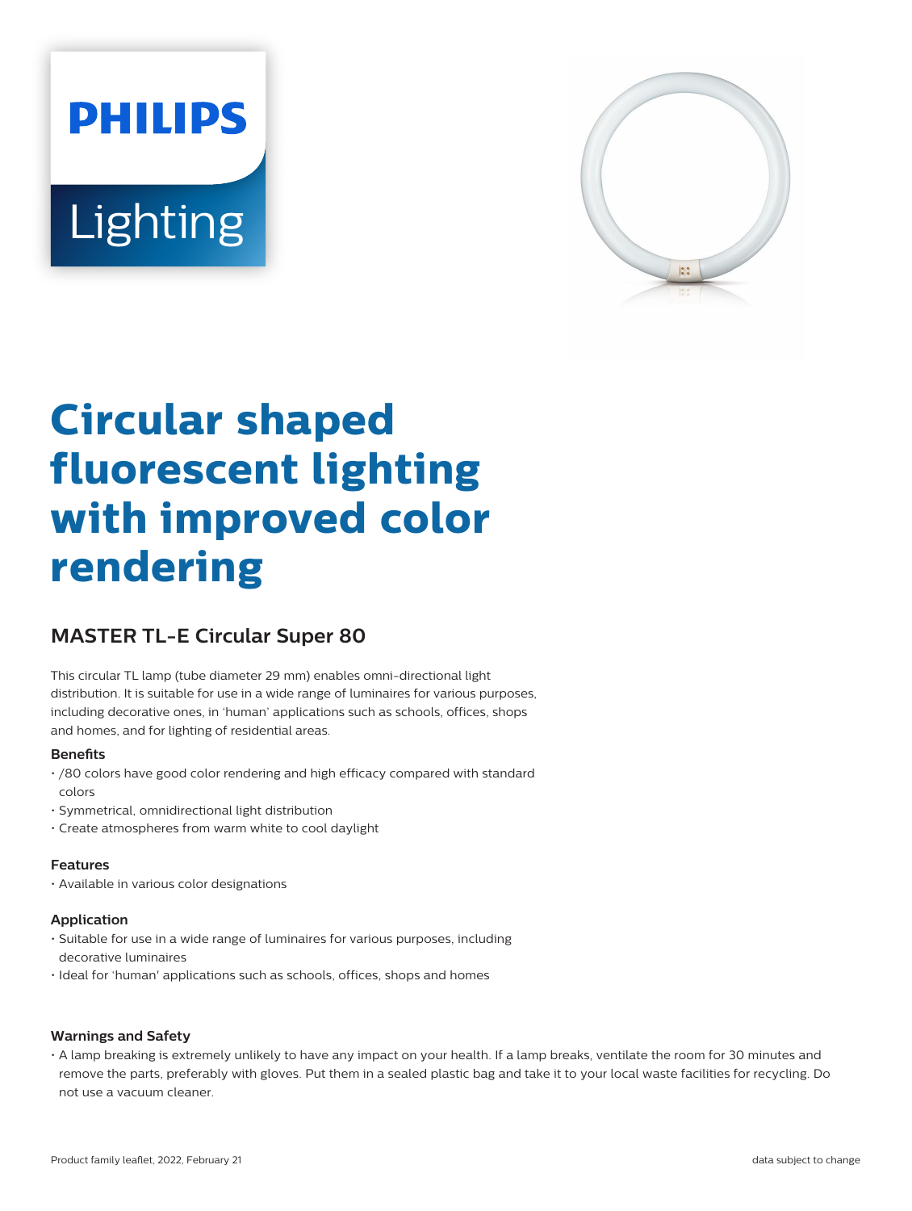PHILIPS

Lighting

# Circular shaped fluorescent lighting with improved color rendering

## MASTER TL-E Circular Super 80

This circular TL lamp (tube diameter 29 mm) enables omni-directional light distribution. It is suitable for use in a wide range of luminaires for various purposes, including decorative ones, in 'human' applications such as schools, offices, shops and homes, and for lighting of residential areas.

### Benefits

- /80 colors have good color rendering and high efficacy compared with standard colors
- Symmetrical, omnidirectional light distribution
- Create atmospheres from warm white to cool daylight

### Features

- Available in various color designations

### Application

- Suitable for use in a wide range of luminaires for various purposes, including decorative luminaires
- Ideal for 'human' applications such as schools, offices, shops and homes

### Warnings and Safety

- A lamp breaking is extremely unlikely to have any impact on your health. If a lamp breaks, ventilate the room for 30 minutes and remove the parts, preferably with gloves. Put them in a sealed plastic bag and take it to your local waste facilities for recycling. Do not use a vacuum cleaner.

Product family leaflet, 2022, February 21 data subject to change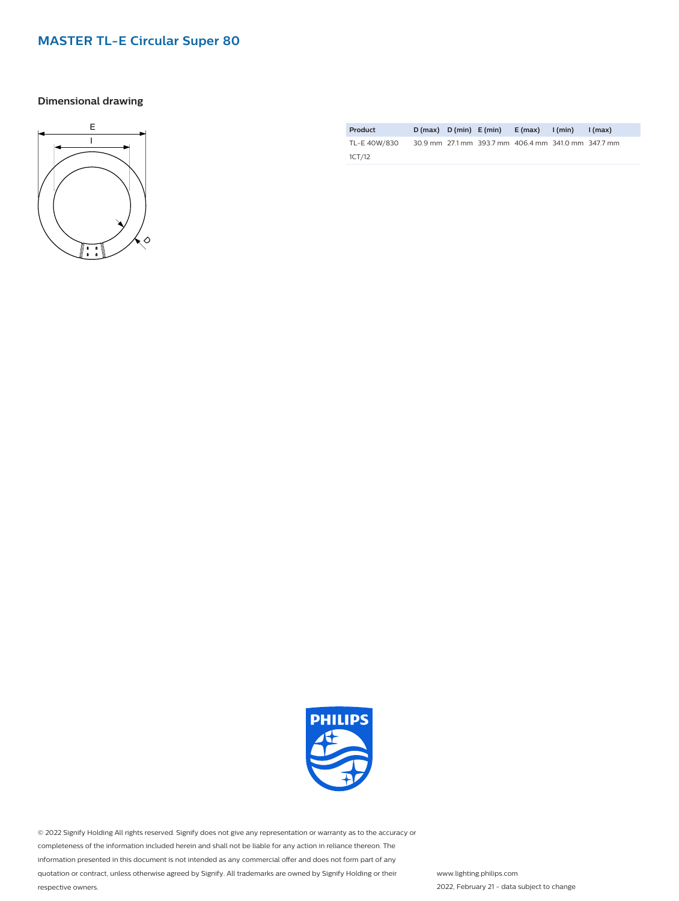## MASTER TL-E Circular Super 80

### Dimensional drawing

E

I

D

| Product | D (max) | D (min) | E (min) | E (max) | I (min) | I (max) |
|---|---|---|---|---|---|---|
| TL-E 40W/830 1CT/12 | 30.9 mm | 27.1 mm | 393.7 mm | 406.4 mm | 341.0 mm | 347.7 mm |

© 2022 Signify Holding All rights reserved. Signify does not give any representation or warranty as to the accuracy or completeness of the information included herein and shall not be liable for any action in reliance thereon. The information presented in this document is not intended as any commercial offer and does not form part of any quotation or contract, unless otherwise agreed by Signify. All trademarks are owned by Signify Holding or their respective owners.

www.lighting.philips.com

2022, February 21 - data subject to change